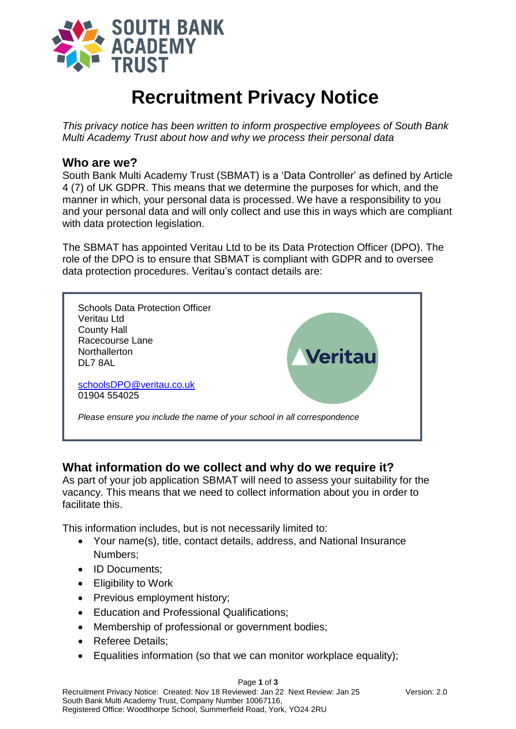# Recruitment Privacy Notice

*This privacy notice has been written to inform prospective employees of South Bank Multi Academy Trust about how and why we process their personal data*

## Who are we?

South Bank Multi Academy Trust (SBMAT) is a 'Data Controller' as defined by Article 4 (7) of UK GDPR. This means that we determine the purposes for which, and the manner in which, your personal data is processed. We have a responsibility to you and your personal data and will only collect and use this in ways which are compliant with data protection legislation.

The SBMAT has appointed Veritau Ltd to be its Data Protection Officer (DPO). The role of the DPO is to ensure that SBMAT is compliant with GDPR and to oversee data protection procedures. Veritau's contact details are:

Schools Data Protection Officer
Veritau Ltd
County Hall
Racecourse Lane
Northallerton
DL7 8AL

schoolsDPO@veritau.co.uk
01904 554025

*Please ensure you include the name of your school in all correspondence*

## What information do we collect and why do we require it?

As part of your job application SBMAT will need to assess your suitability for the vacancy. This means that we need to collect information about you in order to facilitate this.

This information includes, but is not necessarily limited to:

- Your name(s), title, contact details, address, and National Insurance Numbers;
- ID Documents;
- Eligibility to Work
- Previous employment history;
- Education and Professional Qualifications;
- Membership of professional or government bodies;
- Referee Details;
- Equalities information (so that we can monitor workplace equality);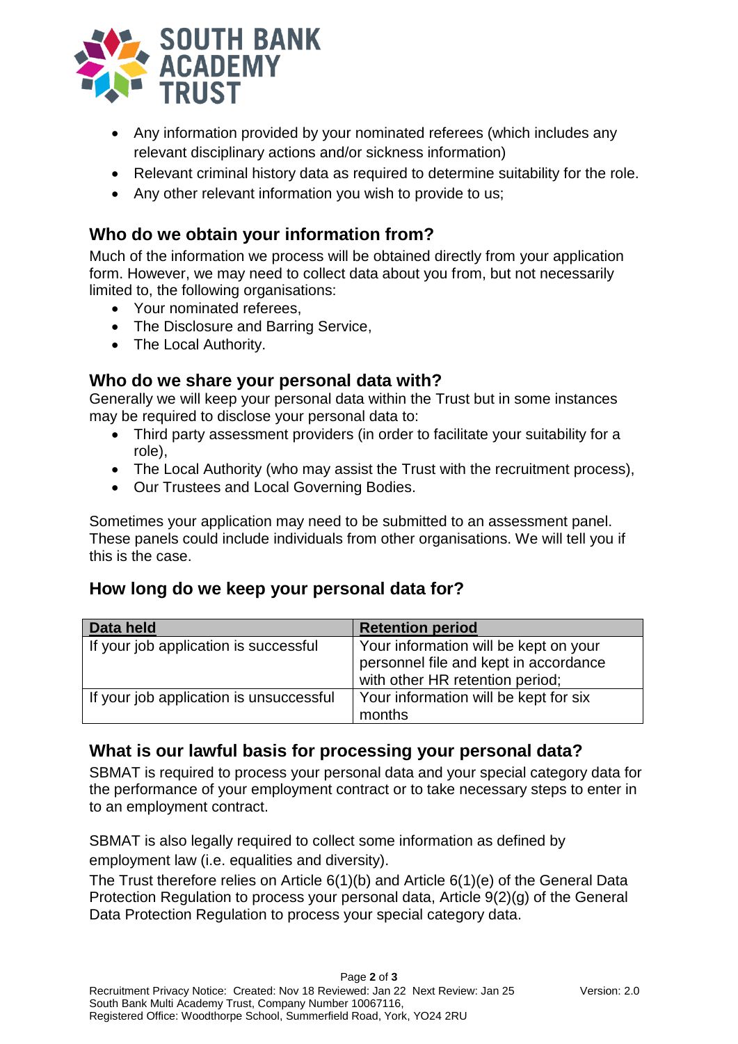- Any information provided by your nominated referees (which includes any relevant disciplinary actions and/or sickness information)
- Relevant criminal history data as required to determine suitability for the role.
- Any other relevant information you wish to provide to us;

## Who do we obtain your information from?

Much of the information we process will be obtained directly from your application form. However, we may need to collect data about you from, but not necessarily limited to, the following organisations:

- Your nominated referees,
- The Disclosure and Barring Service,
- The Local Authority.

## Who do we share your personal data with?

Generally we will keep your personal data within the Trust but in some instances may be required to disclose your personal data to:

- Third party assessment providers (in order to facilitate your suitability for a role),
- The Local Authority (who may assist the Trust with the recruitment process),
- Our Trustees and Local Governing Bodies.

Sometimes your application may need to be submitted to an assessment panel. These panels could include individuals from other organisations. We will tell you if this is the case.

## How long do we keep your personal data for?

| Data held | Retention period |
| --- | --- |
| If your job application is successful | Your information will be kept on your personnel file and kept in accordance with other HR retention period; |
| If your job application is unsuccessful | Your information will be kept for six months |

## What is our lawful basis for processing your personal data?

SBMAT is required to process your personal data and your special category data for the performance of your employment contract or to take necessary steps to enter in to an employment contract.

SBMAT is also legally required to collect some information as defined by employment law (i.e. equalities and diversity).

The Trust therefore relies on Article 6(1)(b) and Article 6(1)(e) of the General Data Protection Regulation to process your personal data, Article 9(2)(g) of the General Data Protection Regulation to process your special category data.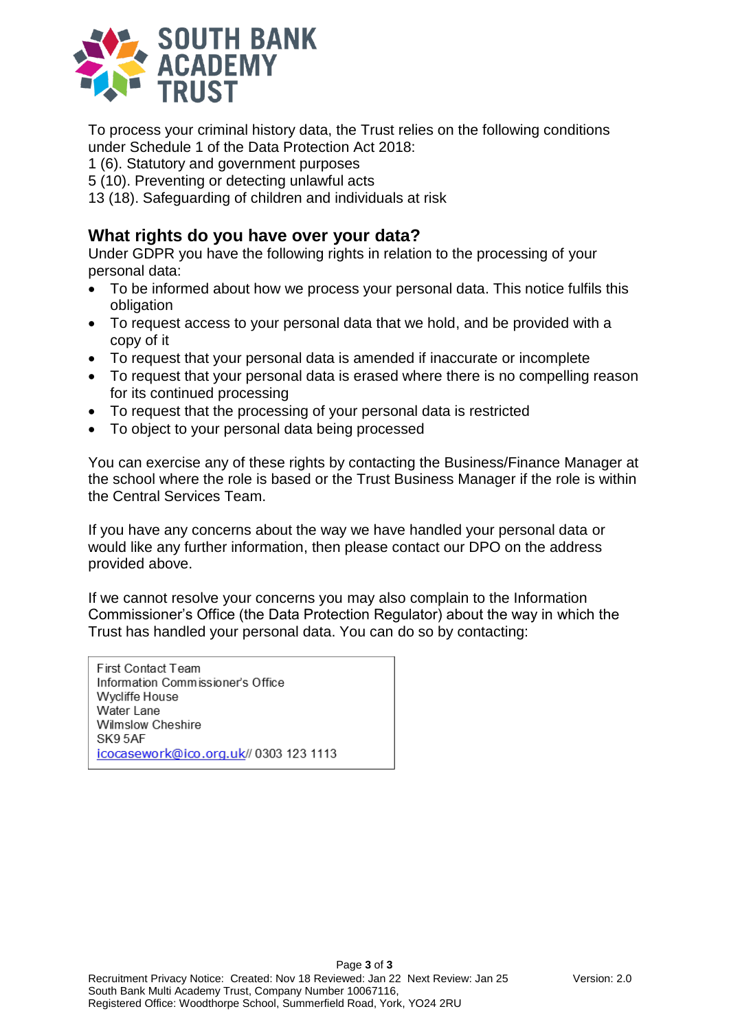To process your criminal history data, the Trust relies on the following conditions under Schedule 1 of the Data Protection Act 2018:

1 (6). Statutory and government purposes
5 (10). Preventing or detecting unlawful acts
13 (18). Safeguarding of children and individuals at risk

## What rights do you have over your data?

Under GDPR you have the following rights in relation to the processing of your personal data:

- To be informed about how we process your personal data. This notice fulfils this obligation
- To request access to your personal data that we hold, and be provided with a copy of it
- To request that your personal data is amended if inaccurate or incomplete
- To request that your personal data is erased where there is no compelling reason for its continued processing
- To request that the processing of your personal data is restricted
- To object to your personal data being processed

You can exercise any of these rights by contacting the Business/Finance Manager at the school where the role is based or the Trust Business Manager if the role is within the Central Services Team.

If you have any concerns about the way we have handled your personal data or would like any further information, then please contact our DPO on the address provided above.

If we cannot resolve your concerns you may also complain to the Information Commissioner's Office (the Data Protection Regulator) about the way in which the Trust has handled your personal data. You can do so by contacting:

First Contact Team
Information Commissioner's Office
Wycliffe House
Water Lane
Wilmslow Cheshire
SK9 5AF
icocasework@ico.org.uk// 0303 123 1113

Recruitment Privacy Notice: Created: Nov 18 Reviewed: Jan 22 Next Review: Jan 25 Version: 2.0
South Bank Multi Academy Trust, Company Number 10067116,
Registered Office: Woodthorpe School, Summerfield Road, York, YO24 2RU